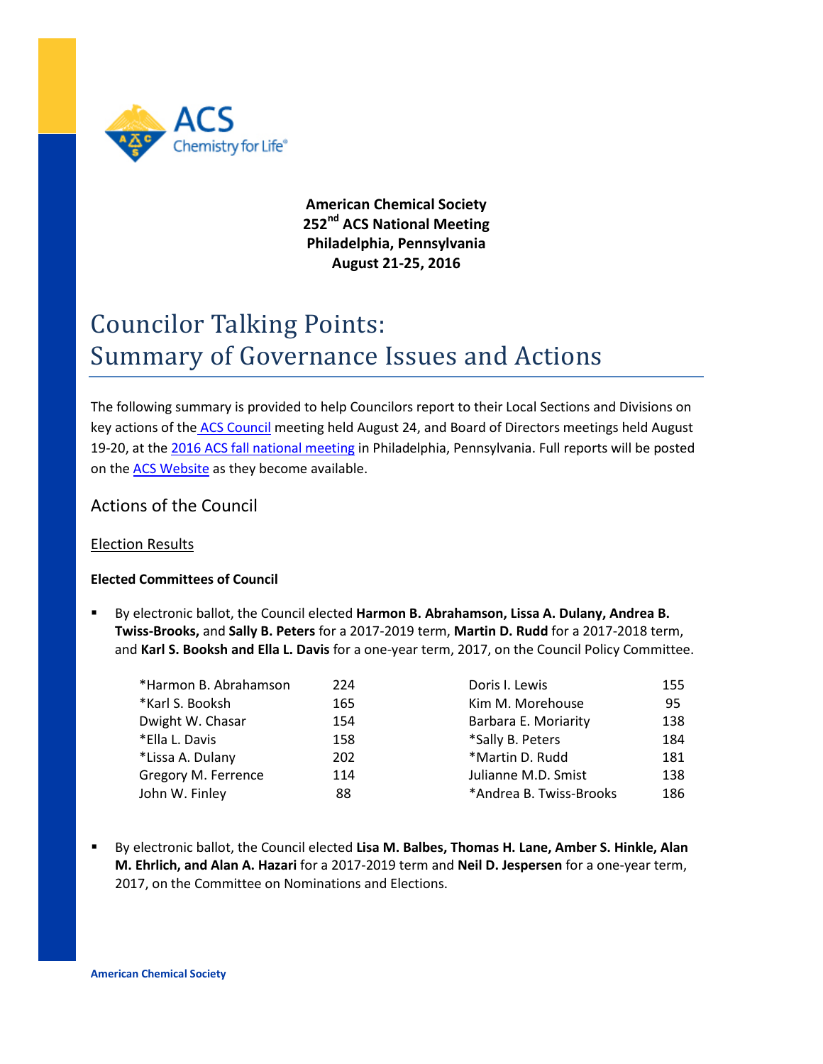**American Chemical Society**
**252nd ACS National Meeting**
**Philadelphia, Pennsylvania**
**August 21-25, 2016**

# Councilor Talking Points: Summary of Governance Issues and Actions

The following summary is provided to help Councilors report to their Local Sections and Divisions on key actions of the ACS Council meeting held August 24, and Board of Directors meetings held August 19-20, at the 2016 ACS fall national meeting in Philadelphia, Pennsylvania. Full reports will be posted on the ACS Website as they become available.

## Actions of the Council

### Election Results

**Elected Committees of Council**

- By electronic ballot, the Council elected **Harmon B. Abrahamson, Lissa A. Dulany, Andrea B. Twiss-Brooks,** and **Sally B. Peters** for a 2017-2019 term, **Martin D. Rudd** for a 2017-2018 term, and **Karl S. Booksh and Ella L. Davis** for a one-year term, 2017, on the Council Policy Committee.

| Candidate | Votes | Candidate | Votes |
|---|---|---|---|
| *Harmon B. Abrahamson | 224 | Doris I. Lewis | 155 |
| *Karl S. Booksh | 165 | Kim M. Morehouse | 95 |
| Dwight W. Chasar | 154 | Barbara E. Moriarity | 138 |
| *Ella L. Davis | 158 | *Sally B. Peters | 184 |
| *Lissa A. Dulany | 202 | *Martin D. Rudd | 181 |
| Gregory M. Ferrence | 114 | Julianne M.D. Smist | 138 |
| John W. Finley | 88 | *Andrea B. Twiss-Brooks | 186 |

- By electronic ballot, the Council elected **Lisa M. Balbes, Thomas H. Lane, Amber S. Hinkle, Alan M. Ehrlich, and Alan A. Hazari** for a 2017-2019 term and **Neil D. Jespersen** for a one-year term, 2017, on the Committee on Nominations and Elections.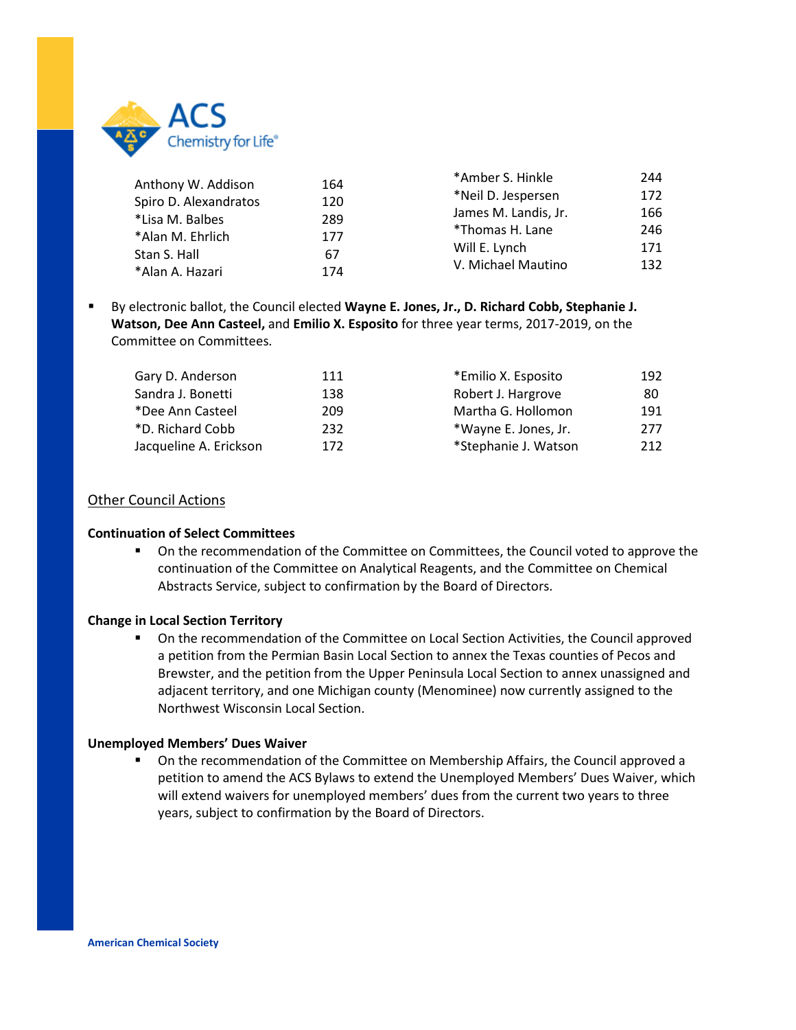| | | | |
|---|---|---|---|
| Anthony W. Addison | 164 | *Amber S. Hinkle | 244 |
| Spiro D. Alexandratos | 120 | *Neil D. Jespersen | 172 |
| *Lisa M. Balbes | 289 | James M. Landis, Jr. | 166 |
| *Alan M. Ehrlich | 177 | *Thomas H. Lane | 246 |
| Stan S. Hall | 67 | Will E. Lynch | 171 |
| *Alan A. Hazari | 174 | V. Michael Mautino | 132 |

- By electronic ballot, the Council elected **Wayne E. Jones, Jr., D. Richard Cobb, Stephanie J. Watson, Dee Ann Casteel,** and **Emilio X. Esposito** for three year terms, 2017-2019, on the Committee on Committees.

| | | | |
|---|---|---|---|
| Gary D. Anderson | 111 | *Emilio X. Esposito | 192 |
| Sandra J. Bonetti | 138 | Robert J. Hargrove | 80 |
| *Dee Ann Casteel | 209 | Martha G. Hollomon | 191 |
| *D. Richard Cobb | 232 | *Wayne E. Jones, Jr. | 277 |
| Jacqueline A. Erickson | 172 | *Stephanie J. Watson | 212 |

## Other Council Actions

**Continuation of Select Committees**

- On the recommendation of the Committee on Committees, the Council voted to approve the continuation of the Committee on Analytical Reagents, and the Committee on Chemical Abstracts Service, subject to confirmation by the Board of Directors.

**Change in Local Section Territory**

- On the recommendation of the Committee on Local Section Activities, the Council approved a petition from the Permian Basin Local Section to annex the Texas counties of Pecos and Brewster, and the petition from the Upper Peninsula Local Section to annex unassigned and adjacent territory, and one Michigan county (Menominee) now currently assigned to the Northwest Wisconsin Local Section.

**Unemployed Members' Dues Waiver**

- On the recommendation of the Committee on Membership Affairs, the Council approved a petition to amend the ACS Bylaws to extend the Unemployed Members' Dues Waiver, which will extend waivers for unemployed members' dues from the current two years to three years, subject to confirmation by the Board of Directors.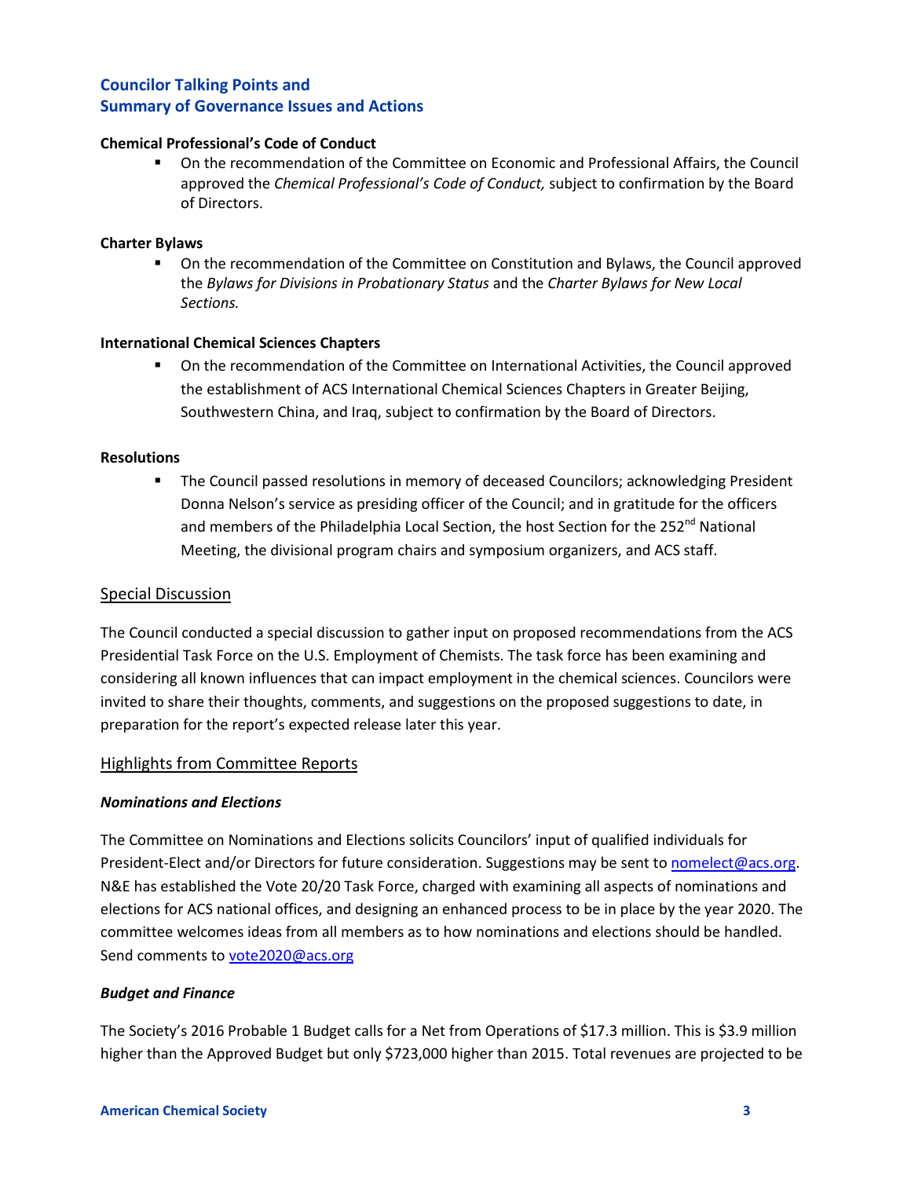## Councilor Talking Points and Summary of Governance Issues and Actions

**Chemical Professional's Code of Conduct**

- On the recommendation of the Committee on Economic and Professional Affairs, the Council approved the *Chemical Professional's Code of Conduct,* subject to confirmation by the Board of Directors.

**Charter Bylaws**

- On the recommendation of the Committee on Constitution and Bylaws, the Council approved the *Bylaws for Divisions in Probationary Status* and the *Charter Bylaws for New Local Sections.*

**International Chemical Sciences Chapters**

- On the recommendation of the Committee on International Activities, the Council approved the establishment of ACS International Chemical Sciences Chapters in Greater Beijing, Southwestern China, and Iraq, subject to confirmation by the Board of Directors.

**Resolutions**

- The Council passed resolutions in memory of deceased Councilors; acknowledging President Donna Nelson's service as presiding officer of the Council; and in gratitude for the officers and members of the Philadelphia Local Section, the host Section for the 252nd National Meeting, the divisional program chairs and symposium organizers, and ACS staff.

### Special Discussion

The Council conducted a special discussion to gather input on proposed recommendations from the ACS Presidential Task Force on the U.S. Employment of Chemists. The task force has been examining and considering all known influences that can impact employment in the chemical sciences. Councilors were invited to share their thoughts, comments, and suggestions on the proposed suggestions to date, in preparation for the report's expected release later this year.

### Highlights from Committee Reports

***Nominations and Elections***

The Committee on Nominations and Elections solicits Councilors' input of qualified individuals for President-Elect and/or Directors for future consideration. Suggestions may be sent to nomelect@acs.org. N&E has established the Vote 20/20 Task Force, charged with examining all aspects of nominations and elections for ACS national offices, and designing an enhanced process to be in place by the year 2020. The committee welcomes ideas from all members as to how nominations and elections should be handled. Send comments to vote2020@acs.org

***Budget and Finance***

The Society's 2016 Probable 1 Budget calls for a Net from Operations of $17.3 million. This is $3.9 million higher than the Approved Budget but only $723,000 higher than 2015. Total revenues are projected to be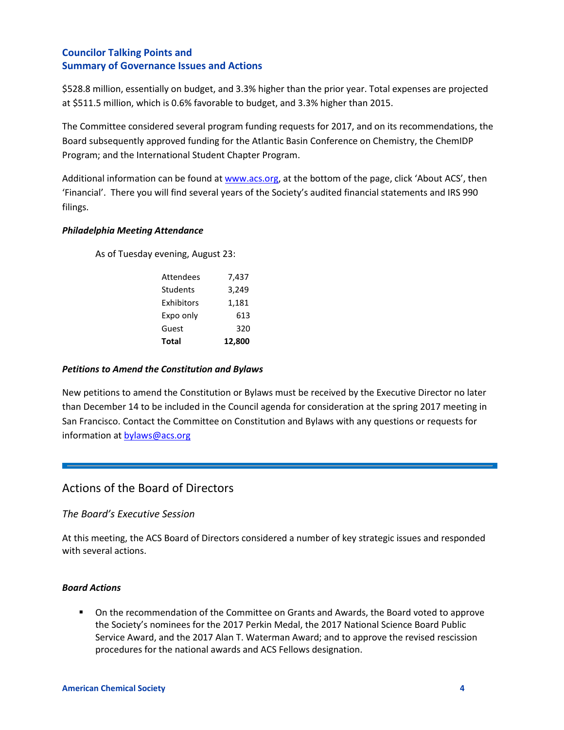$528.8 million, essentially on budget, and 3.3% higher than the prior year. Total expenses are projected at $511.5 million, which is 0.6% favorable to budget, and 3.3% higher than 2015.

The Committee considered several program funding requests for 2017, and on its recommendations, the Board subsequently approved funding for the Atlantic Basin Conference on Chemistry, the ChemIDP Program; and the International Student Chapter Program.

Additional information can be found at www.acs.org, at the bottom of the page, click 'About ACS', then 'Financial'. There you will find several years of the Society's audited financial statements and IRS 990 filings.

***Philadelphia Meeting Attendance***

As of Tuesday evening, August 23:

| | |
|---|---:|
| Attendees | 7,437 |
| Students | 3,249 |
| Exhibitors | 1,181 |
| Expo only | 613 |
| Guest | 320 |
| **Total** | **12,800** |

***Petitions to Amend the Constitution and Bylaws***

New petitions to amend the Constitution or Bylaws must be received by the Executive Director no later than December 14 to be included in the Council agenda for consideration at the spring 2017 meeting in San Francisco. Contact the Committee on Constitution and Bylaws with any questions or requests for information at bylaws@acs.org

## Actions of the Board of Directors

*The Board's Executive Session*

At this meeting, the ACS Board of Directors considered a number of key strategic issues and responded with several actions.

***Board Actions***

- On the recommendation of the Committee on Grants and Awards, the Board voted to approve the Society's nominees for the 2017 Perkin Medal, the 2017 National Science Board Public Service Award, and the 2017 Alan T. Waterman Award; and to approve the revised rescission procedures for the national awards and ACS Fellows designation.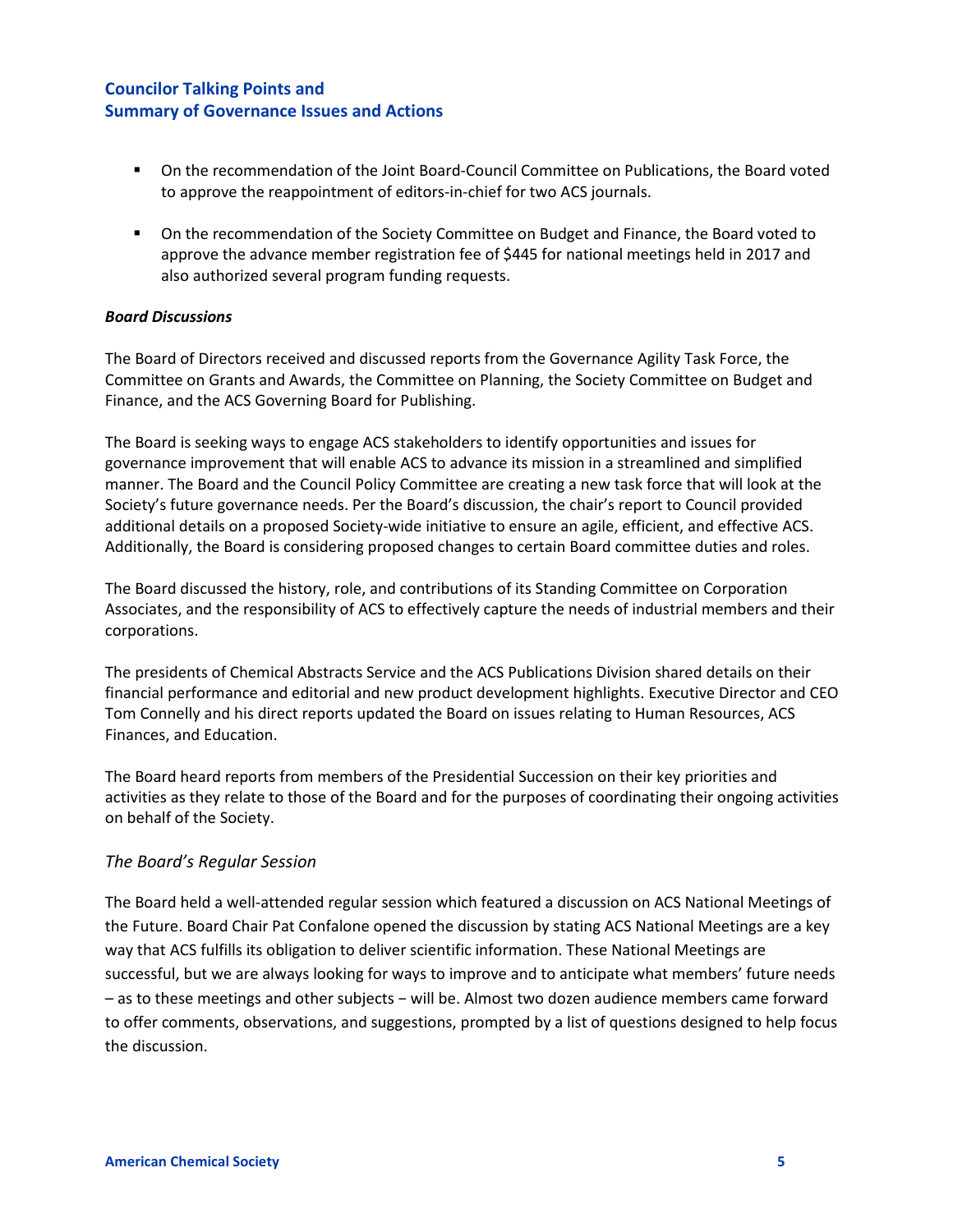- On the recommendation of the Joint Board-Council Committee on Publications, the Board voted to approve the reappointment of editors-in-chief for two ACS journals.

- On the recommendation of the Society Committee on Budget and Finance, the Board voted to approve the advance member registration fee of $445 for national meetings held in 2017 and also authorized several program funding requests.

***Board Discussions***

The Board of Directors received and discussed reports from the Governance Agility Task Force, the Committee on Grants and Awards, the Committee on Planning, the Society Committee on Budget and Finance, and the ACS Governing Board for Publishing.

The Board is seeking ways to engage ACS stakeholders to identify opportunities and issues for governance improvement that will enable ACS to advance its mission in a streamlined and simplified manner. The Board and the Council Policy Committee are creating a new task force that will look at the Society's future governance needs. Per the Board's discussion, the chair's report to Council provided additional details on a proposed Society-wide initiative to ensure an agile, efficient, and effective ACS. Additionally, the Board is considering proposed changes to certain Board committee duties and roles.

The Board discussed the history, role, and contributions of its Standing Committee on Corporation Associates, and the responsibility of ACS to effectively capture the needs of industrial members and their corporations.

The presidents of Chemical Abstracts Service and the ACS Publications Division shared details on their financial performance and editorial and new product development highlights. Executive Director and CEO Tom Connelly and his direct reports updated the Board on issues relating to Human Resources, ACS Finances, and Education.

The Board heard reports from members of the Presidential Succession on their key priorities and activities as they relate to those of the Board and for the purposes of coordinating their ongoing activities on behalf of the Society.

*The Board's Regular Session*

The Board held a well-attended regular session which featured a discussion on ACS National Meetings of the Future. Board Chair Pat Confalone opened the discussion by stating ACS National Meetings are a key way that ACS fulfills its obligation to deliver scientific information. These National Meetings are successful, but we are always looking for ways to improve and to anticipate what members' future needs – as to these meetings and other subjects – will be. Almost two dozen audience members came forward to offer comments, observations, and suggestions, prompted by a list of questions designed to help focus the discussion.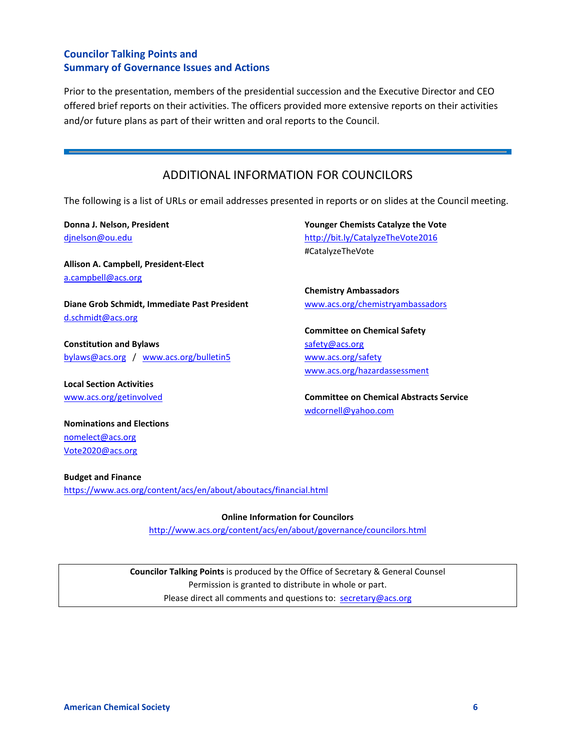## Councilor Talking Points and Summary of Governance Issues and Actions

Prior to the presentation, members of the presidential succession and the Executive Director and CEO offered brief reports on their activities. The officers provided more extensive reports on their activities and/or future plans as part of their written and oral reports to the Council.

---

## ADDITIONAL INFORMATION FOR COUNCILORS

The following is a list of URLs or email addresses presented in reports or on slides at the Council meeting.

**Donna J. Nelson, President**
djnelson@ou.edu

**Allison A. Campbell, President-Elect**
a.campbell@acs.org

**Diane Grob Schmidt, Immediate Past President**
d.schmidt@acs.org

**Constitution and Bylaws**
bylaws@acs.org / www.acs.org/bulletin5

**Local Section Activities**
www.acs.org/getinvolved

**Nominations and Elections**
nomelect@acs.org
Vote2020@acs.org

**Budget and Finance**
https://www.acs.org/content/acs/en/about/aboutacs/financial.html

**Younger Chemists Catalyze the Vote**
http://bit.ly/CatalyzeTheVote2016
#CatalyzeTheVote

**Chemistry Ambassadors**
www.acs.org/chemistryambassadors

**Committee on Chemical Safety**
safety@acs.org
www.acs.org/safety
www.acs.org/hazardassessment

**Committee on Chemical Abstracts Service**
wdcornell@yahoo.com

**Online Information for Councilors**
http://www.acs.org/content/acs/en/about/governance/councilors.html

**Councilor Talking Points** is produced by the Office of Secretary & General Counsel
Permission is granted to distribute in whole or part.
Please direct all comments and questions to: secretary@acs.org